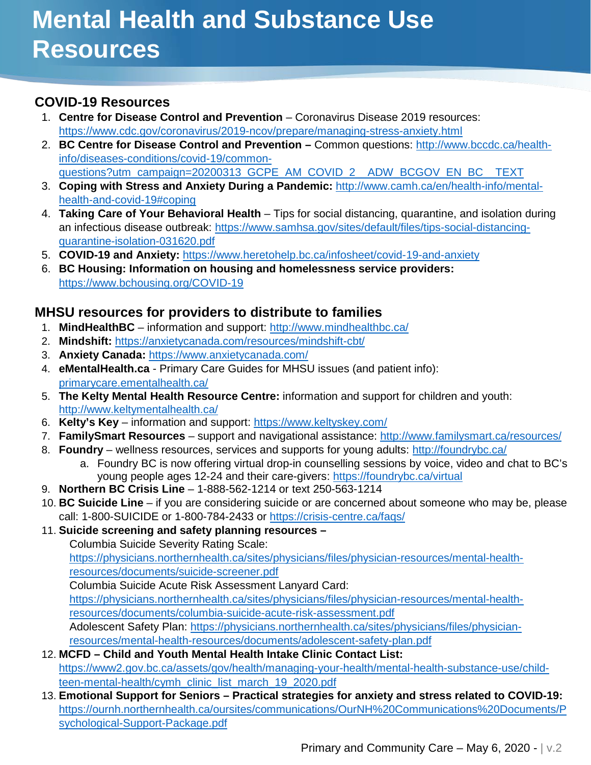# Mental Health and Substance Use Resources

## COVID-19 Resources

1. **Centre for Disease Control and Prevention** – Coronavirus Disease 2019 resources: https://www.cdc.gov/coronavirus/2019-ncov/prepare/managing-stress-anxiety.html
2. **BC Centre for Disease Control and Prevention –** Common questions: http://www.bccdc.ca/health-info/diseases-conditions/covid-19/common-questions?utm_campaign=20200313_GCPE_AM_COVID_2__ADW_BCGOV_EN_BC__TEXT
3. **Coping with Stress and Anxiety During a Pandemic:** http://www.camh.ca/en/health-info/mental-health-and-covid-19#coping
4. **Taking Care of Your Behavioral Health** – Tips for social distancing, quarantine, and isolation during an infectious disease outbreak: https://www.samhsa.gov/sites/default/files/tips-social-distancing-quarantine-isolation-031620.pdf
5. **COVID-19 and Anxiety:** https://www.heretohelp.bc.ca/infosheet/covid-19-and-anxiety
6. **BC Housing: Information on housing and homelessness service providers:** https://www.bchousing.org/COVID-19

## MHSU resources for providers to distribute to families

1. **MindHealthBC** – information and support: http://www.mindhealthbc.ca/
2. **Mindshift:** https://anxietycanada.com/resources/mindshift-cbt/
3. **Anxiety Canada:** https://www.anxietycanada.com/
4. **eMentalHealth.ca** - Primary Care Guides for MHSU issues (and patient info): primarycare.ementalhealth.ca/
5. **The Kelty Mental Health Resource Centre:** information and support for children and youth: http://www.keltymentalhealth.ca/
6. **Kelty's Key** – information and support: https://www.keltyskey.com/
7. **FamilySmart Resources** – support and navigational assistance: http://www.familysmart.ca/resources/
8. **Foundry** – wellness resources, services and supports for young adults: http://foundrybc.ca/
    a. Foundry BC is now offering virtual drop-in counselling sessions by voice, video and chat to BC's young people ages 12-24 and their care-givers: https://foundrybc.ca/virtual
9. **Northern BC Crisis Line** – 1-888-562-1214 or text 250-563-1214
10. **BC Suicide Line** – if you are considering suicide or are concerned about someone who may be, please call: 1-800-SUICIDE or 1-800-784-2433 or https://crisis-centre.ca/faqs/
11. **Suicide screening and safety planning resources –**
    Columbia Suicide Severity Rating Scale: https://physicians.northernhealth.ca/sites/physicians/files/physician-resources/mental-health-resources/documents/suicide-screener.pdf
    Columbia Suicide Acute Risk Assessment Lanyard Card: https://physicians.northernhealth.ca/sites/physicians/files/physician-resources/mental-health-resources/documents/columbia-suicide-acute-risk-assessment.pdf
    Adolescent Safety Plan: https://physicians.northernhealth.ca/sites/physicians/files/physician-resources/mental-health-resources/documents/adolescent-safety-plan.pdf
12. **MCFD – Child and Youth Mental Health Intake Clinic Contact List:** https://www2.gov.bc.ca/assets/gov/health/managing-your-health/mental-health-substance-use/child-teen-mental-health/cymh_clinic_list_march_19_2020.pdf
13. **Emotional Support for Seniors – Practical strategies for anxiety and stress related to COVID-19:** https://ournh.northernhealth.ca/oursites/communications/OurNH%20Communications%20Documents/Psychological-Support-Package.pdf

Primary and Community Care – May 6, 2020 - | v.2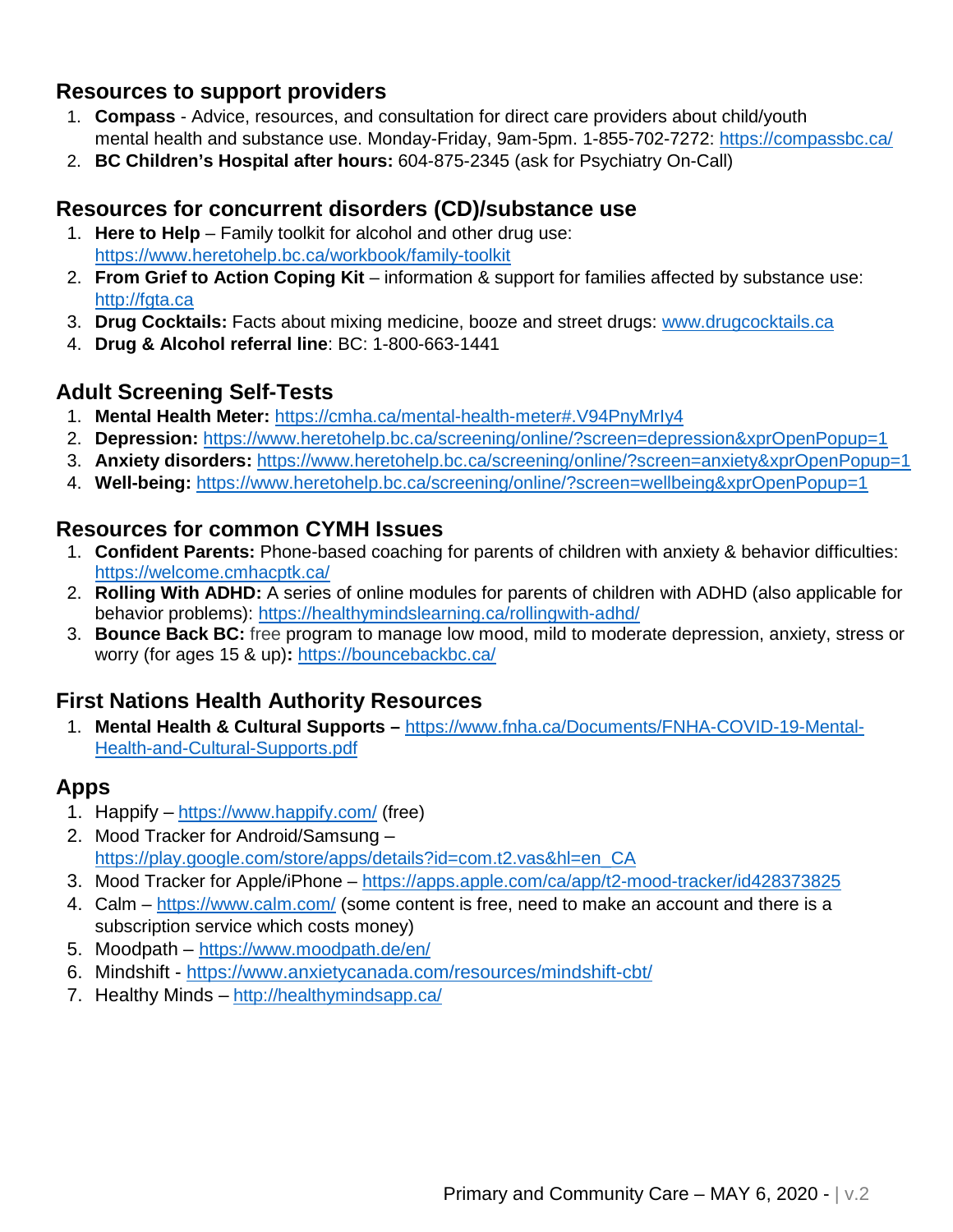## Resources to support providers

1. **Compass** - Advice, resources, and consultation for direct care providers about child/youth mental health and substance use. Monday-Friday, 9am-5pm. 1-855-702-7272: https://compassbc.ca/
2. **BC Children's Hospital after hours:** 604-875-2345 (ask for Psychiatry On-Call)

## Resources for concurrent disorders (CD)/substance use

1. **Here to Help** – Family toolkit for alcohol and other drug use: https://www.heretohelp.bc.ca/workbook/family-toolkit
2. **From Grief to Action Coping Kit** – information & support for families affected by substance use: http://fgta.ca
3. **Drug Cocktails:** Facts about mixing medicine, booze and street drugs: www.drugcocktails.ca
4. **Drug & Alcohol referral line**: BC: 1-800-663-1441

## Adult Screening Self-Tests

1. **Mental Health Meter:** https://cmha.ca/mental-health-meter#.V94PnyMrIy4
2. **Depression:** https://www.heretohelp.bc.ca/screening/online/?screen=depression&xprOpenPopup=1
3. **Anxiety disorders:** https://www.heretohelp.bc.ca/screening/online/?screen=anxiety&xprOpenPopup=1
4. **Well-being:** https://www.heretohelp.bc.ca/screening/online/?screen=wellbeing&xprOpenPopup=1

## Resources for common CYMH Issues

1. **Confident Parents:** Phone-based coaching for parents of children with anxiety & behavior difficulties: https://welcome.cmhacptk.ca/
2. **Rolling With ADHD:** A series of online modules for parents of children with ADHD (also applicable for behavior problems): https://healthymindslearning.ca/rollingwith-adhd/
3. **Bounce Back BC:** free program to manage low mood, mild to moderate depression, anxiety, stress or worry (for ages 15 & up)**:** https://bouncebackbc.ca/

## First Nations Health Authority Resources

1. **Mental Health & Cultural Supports –** https://www.fnha.ca/Documents/FNHA-COVID-19-Mental-Health-and-Cultural-Supports.pdf

## Apps

1. Happify – https://www.happify.com/ (free)
2. Mood Tracker for Android/Samsung – https://play.google.com/store/apps/details?id=com.t2.vas&hl=en_CA
3. Mood Tracker for Apple/iPhone – https://apps.apple.com/ca/app/t2-mood-tracker/id428373825
4. Calm – https://www.calm.com/ (some content is free, need to make an account and there is a subscription service which costs money)
5. Moodpath – https://www.moodpath.de/en/
6. Mindshift - https://www.anxietycanada.com/resources/mindshift-cbt/
7. Healthy Minds – http://healthymindsapp.ca/